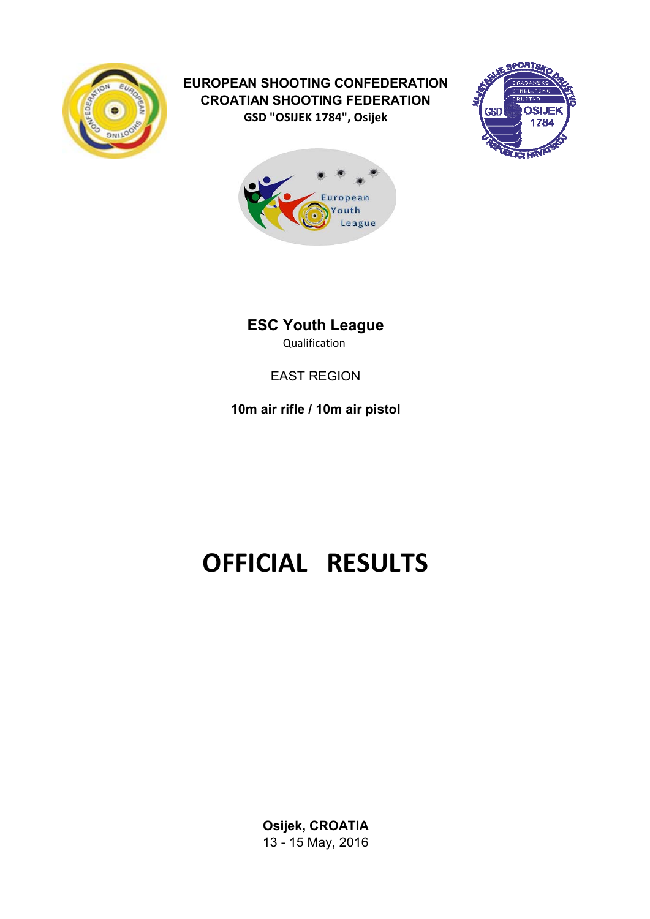**EUROPEAN SHOOTING CONFEDERATION**
**CROATIAN SHOOTING FEDERATION**
**GSD "OSIJEK 1784", Osijek**

## ESC Youth League

Qualification

EAST REGION

**10m air rifle / 10m air pistol**

# OFFICIAL RESULTS

**Osijek, CROATIA**
13 - 15 May, 2016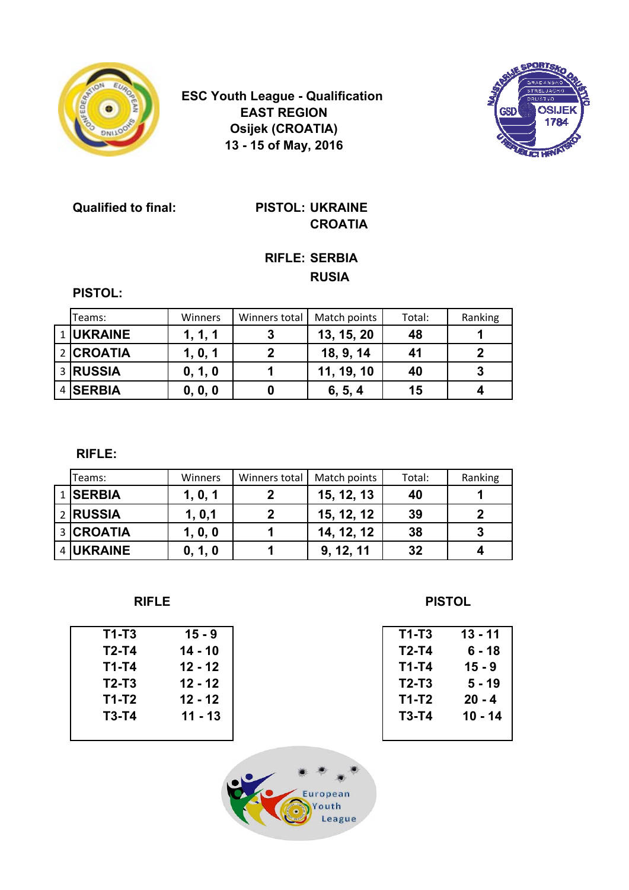**ESC Youth League - Qualification**
**EAST REGION**
**Osijek (CROATIA)**
**13 - 15 of May, 2016**

**Qualified to final:**

**PISTOL: UKRAINE**
**CROATIA**

**RIFLE: SERBIA**
**RUSIA**

**PISTOL:**

| | Teams: | Winners | Winners total | Match points | Total: | Ranking |
|---|---|---|---|---|---|---|
| 1 | **UKRAINE** | **1, 1, 1** | **3** | **13, 15, 20** | **48** | **1** |
| 2 | **CROATIA** | **1, 0, 1** | **2** | **18, 9, 14** | **41** | **2** |
| 3 | **RUSSIA** | **0, 1, 0** | **1** | **11, 19, 10** | **40** | **3** |
| 4 | **SERBIA** | **0, 0, 0** | **0** | **6, 5, 4** | **15** | **4** |

**RIFLE:**

| | Teams: | Winners | Winners total | Match points | Total: | Ranking |
|---|---|---|---|---|---|---|
| 1 | **SERBIA** | **1, 0, 1** | **2** | **15, 12, 13** | **40** | **1** |
| 2 | **RUSSIA** | **1, 0,1** | **2** | **15, 12, 12** | **39** | **2** |
| 3 | **CROATIA** | **1, 0, 0** | **1** | **14, 12, 12** | **38** | **3** |
| 4 | **UKRAINE** | **0, 1, 0** | **1** | **9, 12, 11** | **32** | **4** |

**RIFLE**

| | |
|---|---|
| **T1-T3** | **15 - 9** |
| **T2-T4** | **14 - 10** |
| **T1-T4** | **12 - 12** |
| **T2-T3** | **12 - 12** |
| **T1-T2** | **12 - 12** |
| **T3-T4** | **11 - 13** |

**PISTOL**

| | |
|---|---|
| **T1-T3** | **13 - 11** |
| **T2-T4** | **6 - 18** |
| **T1-T4** | **15 - 9** |
| **T2-T3** | **5 - 19** |
| **T1-T2** | **20 - 4** |
| **T3-T4** | **10 - 14** |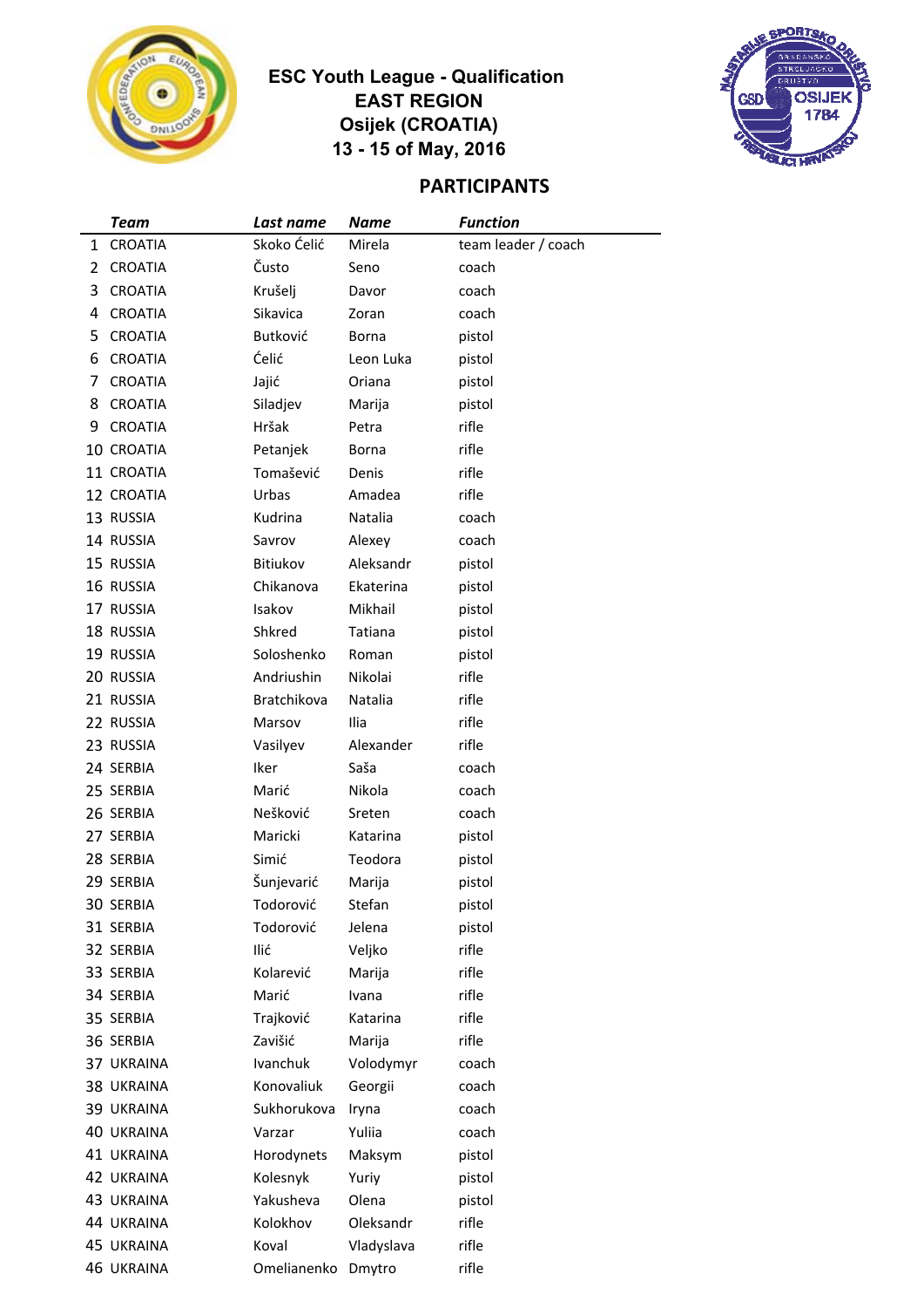## ESC Youth League - Qualification
## EAST REGION
## Osijek (CROATIA)
## 13 - 15 of May, 2016

## PARTICIPANTS

| | *Team* | *Last name* | *Name* | *Function* |
|---|---|---|---|---|
| 1 | CROATIA | Skoko Ćelić | Mirela | team leader / coach |
| 2 | CROATIA | Čusto | Seno | coach |
| 3 | CROATIA | Krušelj | Davor | coach |
| 4 | CROATIA | Sikavica | Zoran | coach |
| 5 | CROATIA | Butković | Borna | pistol |
| 6 | CROATIA | Ćelić | Leon Luka | pistol |
| 7 | CROATIA | Jajić | Oriana | pistol |
| 8 | CROATIA | Siladjev | Marija | pistol |
| 9 | CROATIA | Hršak | Petra | rifle |
| 10 | CROATIA | Petanjek | Borna | rifle |
| 11 | CROATIA | Tomašević | Denis | rifle |
| 12 | CROATIA | Urbas | Amadea | rifle |
| 13 | RUSSIA | Kudrina | Natalia | coach |
| 14 | RUSSIA | Savrov | Alexey | coach |
| 15 | RUSSIA | Bitiukov | Aleksandr | pistol |
| 16 | RUSSIA | Chikanova | Ekaterina | pistol |
| 17 | RUSSIA | Isakov | Mikhail | pistol |
| 18 | RUSSIA | Shkred | Tatiana | pistol |
| 19 | RUSSIA | Soloshenko | Roman | pistol |
| 20 | RUSSIA | Andriushin | Nikolai | rifle |
| 21 | RUSSIA | Bratchikova | Natalia | rifle |
| 22 | RUSSIA | Marsov | Ilia | rifle |
| 23 | RUSSIA | Vasilyev | Alexander | rifle |
| 24 | SERBIA | Iker | Saša | coach |
| 25 | SERBIA | Marić | Nikola | coach |
| 26 | SERBIA | Nešković | Sreten | coach |
| 27 | SERBIA | Maricki | Katarina | pistol |
| 28 | SERBIA | Simić | Teodora | pistol |
| 29 | SERBIA | Šunjevarić | Marija | pistol |
| 30 | SERBIA | Todorović | Stefan | pistol |
| 31 | SERBIA | Todorović | Jelena | pistol |
| 32 | SERBIA | Ilić | Veljko | rifle |
| 33 | SERBIA | Kolarević | Marija | rifle |
| 34 | SERBIA | Marić | Ivana | rifle |
| 35 | SERBIA | Trajković | Katarina | rifle |
| 36 | SERBIA | Zavišić | Marija | rifle |
| 37 | UKRAINA | Ivanchuk | Volodymyr | coach |
| 38 | UKRAINA | Konovaliuk | Georgii | coach |
| 39 | UKRAINA | Sukhorukova | Iryna | coach |
| 40 | UKRAINA | Varzar | Yuliia | coach |
| 41 | UKRAINA | Horodynets | Maksym | pistol |
| 42 | UKRAINA | Kolesnyk | Yuriy | pistol |
| 43 | UKRAINA | Yakusheva | Olena | pistol |
| 44 | UKRAINA | Kolokhov | Oleksandr | rifle |
| 45 | UKRAINA | Koval | Vladyslava | rifle |
| 46 | UKRAINA | Omelianenko | Dmytro | rifle |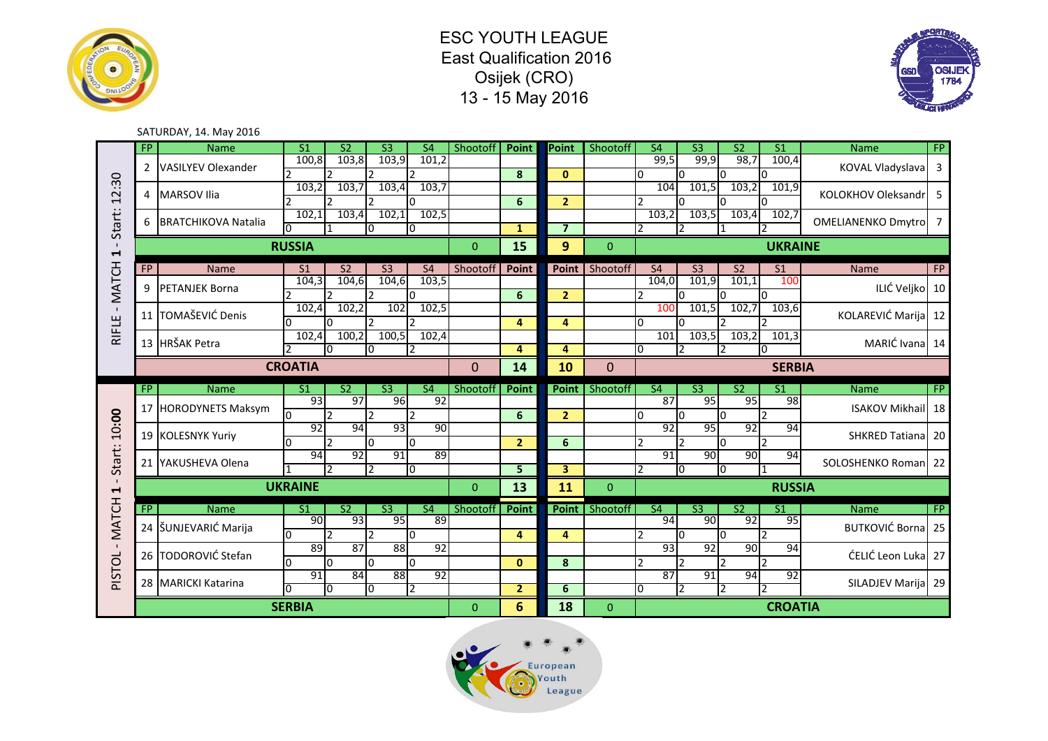# ESC YOUTH LEAGUE
## East Qualification 2016
## Osijek (CRO)
## 13 - 15 May 2016

SATURDAY, 14. May 2016

### RIFLE - MATCH 1 - Start: 12:30

| FP | Name | S1 | S2 | S3 | S4 | Shootoff | Point | Point | Shootoff | S4 | S3 | S2 | S1 | Name | FP |
|---|---|---|---|---|---|---|---|---|---|---|---|---|---|---|---|
| 2 | VASILYEV Olexander | 100,8 | 103,8 | 103,9 | 101,2 | | | | | 99,5 | 99,9 | 98,7 | 100,4 | KOVAL Vladyslava | 3 |
| | | 2 | 2 | 2 | 2 | | 8 | 0 | | 0 | 0 | 0 | 0 | | |
| 4 | MARSOV Ilia | 103,2 | 103,7 | 103,4 | 103,7 | | | | | 104 | 101,5 | 103,2 | 101,9 | KOLOKHOV Oleksandr | 5 |
| | | 2 | 2 | 2 | 0 | | 6 | 2 | | 2 | 0 | 0 | 0 | | |
| 6 | BRATCHIKOVA Natalia | 102,1 | 103,4 | 102,1 | 102,5 | | | | | 103,2 | 103,5 | 103,4 | 102,7 | OMELIANENKO Dmytro | 7 |
| | | 0 | 1 | 0 | 0 | | 1 | 7 | | 2 | 2 | 1 | 2 | | |
| | **RUSSIA** | | | | | 0 | **15** | **9** | 0 | | | | | **UKRAINE** | |

| FP | Name | S1 | S2 | S3 | S4 | Shootoff | Point | Point | Shootoff | S4 | S3 | S2 | S1 | Name | FP |
|---|---|---|---|---|---|---|---|---|---|---|---|---|---|---|---|
| 9 | PETANJEK Borna | 104,3 | 104,6 | 104,6 | 103,5 | | | | | 104,0 | 101,9 | 101,1 | 100 | ILIĆ Veljko | 10 |
| | | 2 | 2 | 2 | 0 | | 6 | 2 | | 2 | 0 | 0 | 0 | | |
| 11 | TOMAŠEVIĆ Denis | 102,4 | 102,2 | 102 | 102,5 | | | | | 100 | 101,5 | 102,7 | 103,6 | KOLAREVIĆ Marija | 12 |
| | | 0 | 0 | 2 | 2 | | 4 | 4 | | 0 | 0 | 2 | 2 | | |
| 13 | HRŠAK Petra | 102,4 | 100,2 | 100,5 | 102,4 | | | | | 101 | 103,5 | 103,2 | 101,3 | MARIĆ Ivana | 14 |
| | | 2 | 0 | 0 | 2 | | 4 | 4 | | 0 | 2 | 2 | 0 | | |
| | **CROATIA** | | | | | 0 | **14** | **10** | 0 | | | | | **SERBIA** | |

### PISTOL - MATCH 1 - Start: 10:00

| FP | Name | S1 | S2 | S3 | S4 | Shootoff | Point | Point | Shootoff | S4 | S3 | S2 | S1 | Name | FP |
|---|---|---|---|---|---|---|---|---|---|---|---|---|---|---|---|
| 17 | HORODYNETS Maksym | 93 | 97 | 96 | 92 | | | | | 87 | 95 | 95 | 98 | ISAKOV Mikhail | 18 |
| | | 0 | 2 | 2 | 2 | | 6 | 2 | | 0 | 0 | 0 | 2 | | |
| 19 | KOLESNYK Yuriy | 92 | 94 | 93 | 90 | | | | | 92 | 95 | 92 | 94 | SHKRED Tatiana | 20 |
| | | 0 | 2 | 0 | 0 | | 2 | 6 | | 2 | 2 | 0 | 2 | | |
| 21 | YAKUSHEVA Olena | 94 | 92 | 91 | 89 | | | | | 91 | 90 | 90 | 94 | SOLOSHENKO Roman | 22 |
| | | 1 | 2 | 2 | 0 | | 5 | 3 | | 2 | 0 | 0 | 1 | | |
| | **UKRAINE** | | | | | 0 | **13** | **11** | 0 | | | | | **RUSSIA** | |

| FP | Name | S1 | S2 | S3 | S4 | Shootoff | Point | Point | Shootoff | S4 | S3 | S2 | S1 | Name | FP |
|---|---|---|---|---|---|---|---|---|---|---|---|---|---|---|---|
| 24 | ŠUNJEVARIĆ Marija | 90 | 93 | 95 | 89 | | | | | 94 | 90 | 92 | 95 | BUTKOVIĆ Borna | 25 |
| | | 0 | 2 | 2 | 0 | | 4 | 4 | | 2 | 0 | 0 | 2 | | |
| 26 | TODOROVIĆ Stefan | 89 | 87 | 88 | 92 | | | | | 93 | 92 | 90 | 94 | ĆELIĆ Leon Luka | 27 |
| | | 0 | 0 | 0 | 0 | | 0 | 8 | | 2 | 2 | 2 | 2 | | |
| 28 | MARICKI Katarina | 91 | 84 | 88 | 92 | | | | | 87 | 91 | 94 | 92 | SILADJEV Marija | 29 |
| | | 0 | 0 | 0 | 2 | | 2 | 6 | | 0 | 2 | 2 | 2 | | |
| | **SERBIA** | | | | | 0 | **6** | **18** | 0 | | | | | **CROATIA** | |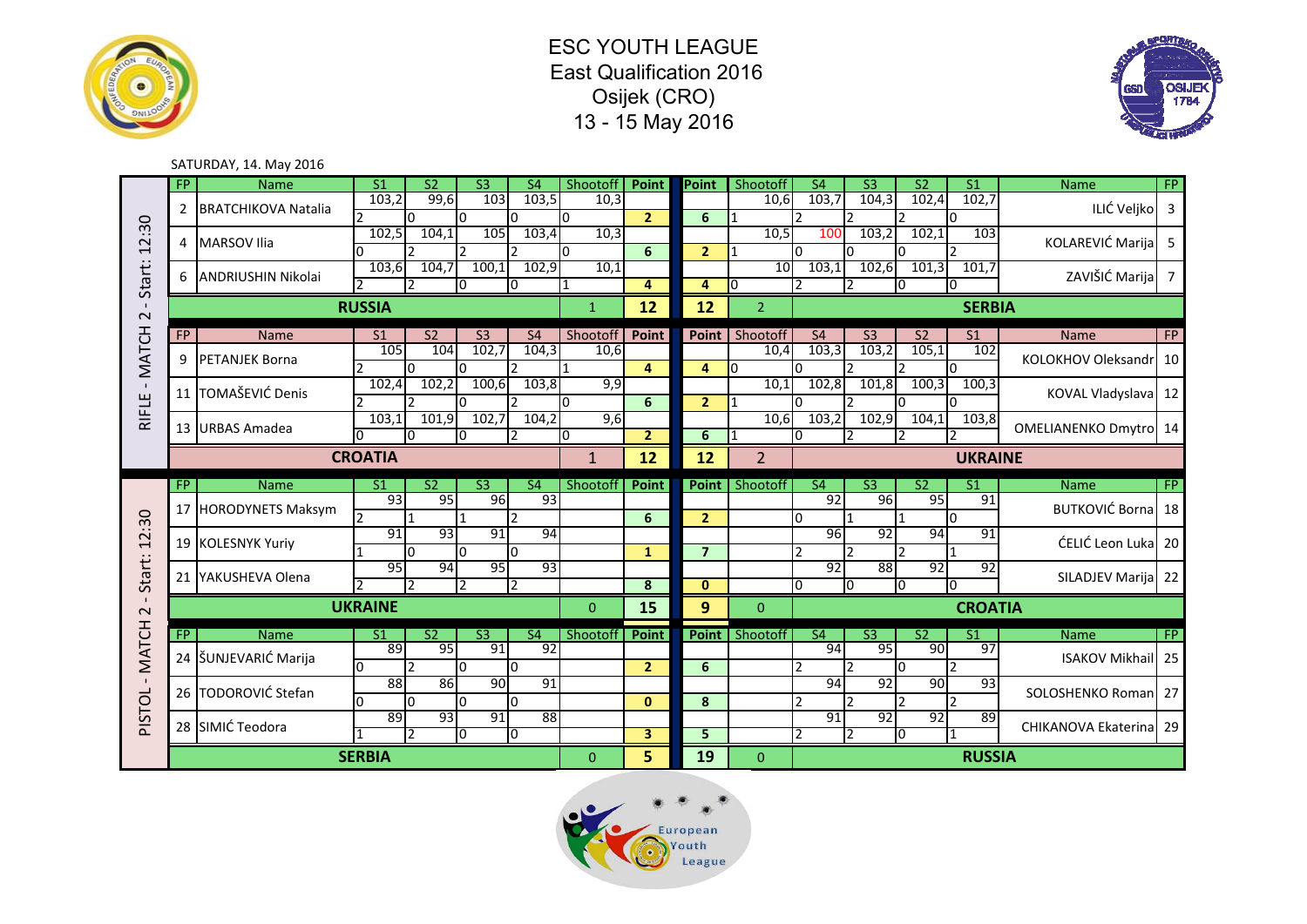# ESC YOUTH LEAGUE

East Qualification 2016

Osijek (CRO)

13 - 15 May 2016

SATURDAY, 14. May 2016

## RIFLE - MATCH 2 - Start: 12:30

| FP | Name | S1 | S2 | S3 | S4 | Shootoff | Point | Point | Shootoff | S4 | S3 | S2 | S1 | Name | FP |
|---|---|---|---|---|---|---|---|---|---|---|---|---|---|---|---|
| 2 | BRATCHIKOVA Natalia | 103,2 | 99,6 | 103 | 103,5 | 10,3 | | | 10,6 | 103,7 | 104,3 | 102,4 | 102,7 | ILIĆ Veljko | 3 |
| | | 2 | 0 | 0 | 0 | 0 | 2 | 6 | 1 | 2 | 2 | 2 | 0 | | |
| 4 | MARSOV Ilia | 102,5 | 104,1 | 105 | 103,4 | 10,3 | | | 10,5 | 100 | 103,2 | 102,1 | 103 | KOLAREVIĆ Marija | 5 |
| | | 0 | 2 | 2 | 2 | 0 | 6 | 2 | 1 | 0 | 0 | 0 | 2 | | |
| 6 | ANDRIUSHIN Nikolai | 103,6 | 104,7 | 100,1 | 102,9 | 10,1 | | | 10 | 103,1 | 102,6 | 101,3 | 101,7 | ZAVIŠIĆ Marija | 7 |
| | | 2 | 2 | 0 | 0 | 1 | 4 | 4 | 0 | 2 | 2 | 0 | 0 | | |
| | RUSSIA | | | | | 1 | 12 | 12 | 2 | | | | | SERBIA | |

| FP | Name | S1 | S2 | S3 | S4 | Shootoff | Point | Point | Shootoff | S4 | S3 | S2 | S1 | Name | FP |
|---|---|---|---|---|---|---|---|---|---|---|---|---|---|---|---|
| 9 | PETANJEK Borna | 105 | 104 | 102,7 | 104,3 | 10,6 | | | 10,4 | 103,3 | 103,2 | 105,1 | 102 | KOLOKHOV Oleksandr | 10 |
| | | 2 | 0 | 0 | 2 | 1 | 4 | 4 | 0 | 0 | 2 | 2 | 0 | | |
| 11 | TOMAŠEVIĆ Denis | 102,4 | 102,2 | 100,6 | 103,8 | 9,9 | | | 10,1 | 102,8 | 101,8 | 100,3 | 100,3 | KOVAL Vladyslava | 12 |
| | | 2 | 2 | 0 | 2 | 0 | 6 | 2 | 1 | 0 | 2 | 0 | 0 | | |
| 13 | URBAS Amadea | 103,1 | 101,9 | 102,7 | 104,2 | 9,6 | | | 10,6 | 103,2 | 102,9 | 104,1 | 103,8 | OMELIANENKO Dmytro | 14 |
| | | 0 | 0 | 0 | 2 | 0 | 2 | 6 | 1 | 0 | 2 | 2 | 2 | | |
| | CROATIA | | | | | 1 | 12 | 12 | 2 | | | | | UKRAINE | |

## PISTOL - MATCH 2 - Start: 12:30

| FP | Name | S1 | S2 | S3 | S4 | Shootoff | Point | Point | Shootoff | S4 | S3 | S2 | S1 | Name | FP |
|---|---|---|---|---|---|---|---|---|---|---|---|---|---|---|---|
| 17 | HORODYNETS Maksym | 93 | 95 | 96 | 93 | | | | | 92 | 96 | 95 | 91 | BUTKOVIĆ Borna | 18 |
| | | 2 | 1 | 1 | 2 | | 6 | 2 | | 0 | 1 | 1 | 0 | | |
| 19 | KOLESNYK Yuriy | 91 | 93 | 91 | 94 | | | | | 96 | 92 | 94 | 91 | ĆELIĆ Leon Luka | 20 |
| | | 1 | 0 | 0 | 0 | | 1 | 7 | | 2 | 2 | 2 | 1 | | |
| 21 | YAKUSHEVA Olena | 95 | 94 | 95 | 93 | | | | | 92 | 88 | 92 | 92 | SILADJEV Marija | 22 |
| | | 2 | 2 | 2 | 2 | | 8 | 0 | | 0 | 0 | 0 | 0 | | |
| | UKRAINE | | | | | 0 | 15 | 9 | 0 | | | | | CROATIA | |

| FP | Name | S1 | S2 | S3 | S4 | Shootoff | Point | Point | Shootoff | S4 | S3 | S2 | S1 | Name | FP |
|---|---|---|---|---|---|---|---|---|---|---|---|---|---|---|---|
| 24 | ŠUNJEVARIĆ Marija | 89 | 95 | 91 | 92 | | | | | 94 | 95 | 90 | 97 | ISAKOV Mikhail | 25 |
| | | 0 | 2 | 0 | 0 | | 2 | 6 | | 2 | 2 | 0 | 2 | | |
| 26 | TODOROVIĆ Stefan | 88 | 86 | 90 | 91 | | | | | 94 | 92 | 90 | 93 | SOLOSHENKO Roman | 27 |
| | | 0 | 0 | 0 | 0 | | 0 | 8 | | 2 | 2 | 2 | 2 | | |
| 28 | SIMIĆ Teodora | 89 | 93 | 91 | 88 | | | | | 91 | 92 | 92 | 89 | CHIKANOVA Ekaterina | 29 |
| | | 1 | 2 | 0 | 0 | | 3 | 5 | | 2 | 2 | 0 | 1 | | |
| | SERBIA | | | | | 0 | 5 | 19 | 0 | | | | | RUSSIA | |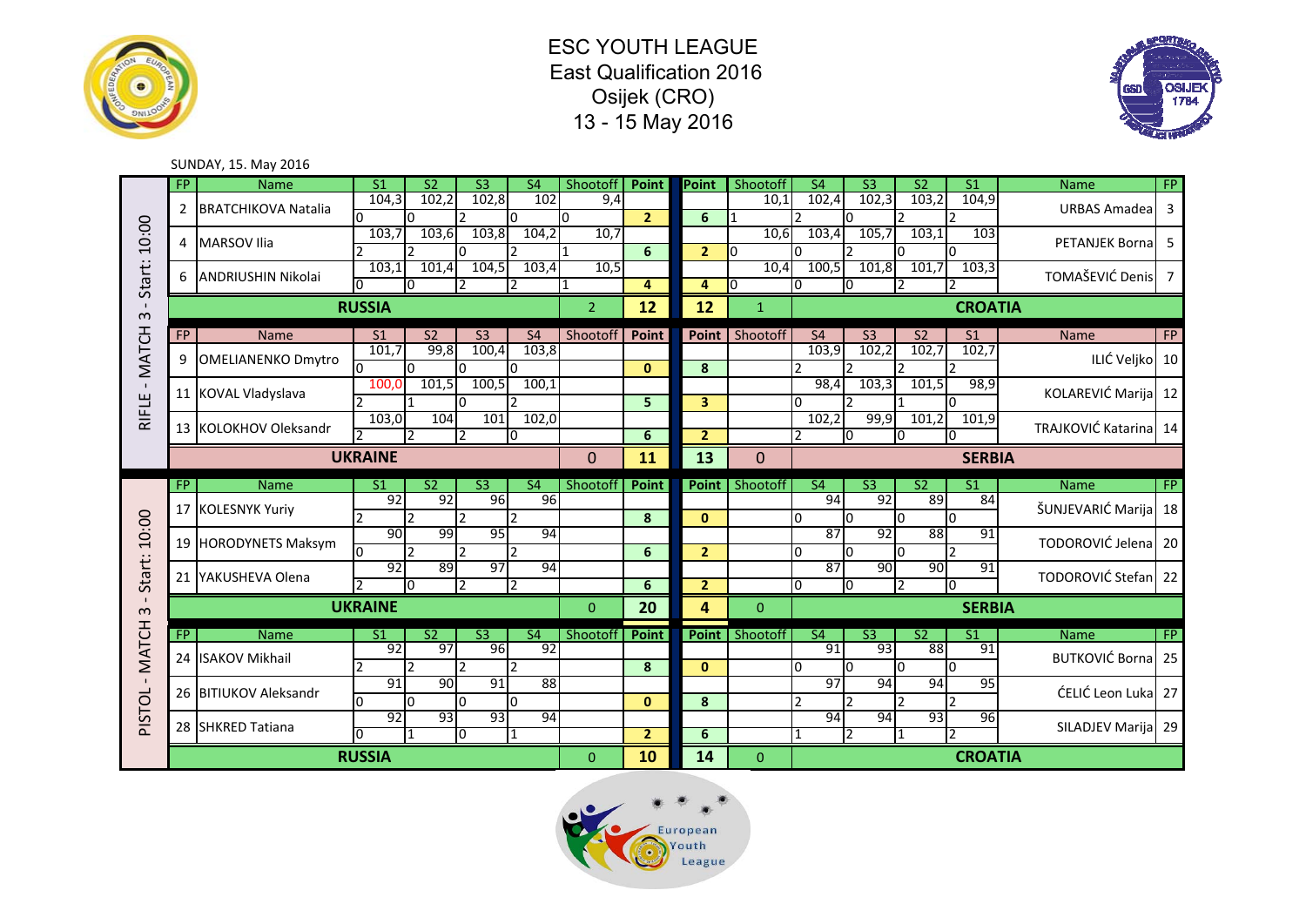# ESC YOUTH LEAGUE

East Qualification 2016

Osijek (CRO)

13 - 15 May 2016

SUNDAY, 15. May 2016

## RIFLE - MATCH 3 - Start: 10:00

| FP | Name | S1 | S2 | S3 | S4 | Shootoff | Point | Point | Shootoff | S4 | S3 | S2 | S1 | Name | FP |
|---|---|---|---|---|---|---|---|---|---|---|---|---|---|---|---|
| 2 | BRATCHIKOVA Natalia | 104,3 | 102,2 | 102,8 | 102 | 9,4 | | | 10,1 | 102,4 | 102,3 | 103,2 | 104,9 | URBAS Amadea | 3 |
| | | 0 | 0 | 2 | 0 | 0 | 2 | 6 | 1 | 2 | 0 | 2 | 2 | | |
| 4 | MARSOV Ilia | 103,7 | 103,6 | 103,8 | 104,2 | 10,7 | | | 10,6 | 103,4 | 105,7 | 103,1 | 103 | PETANJEK Borna | 5 |
| | | 2 | 2 | 0 | 2 | 1 | 6 | 2 | 0 | 0 | 2 | 0 | 0 | | |
| 6 | ANDRIUSHIN Nikolai | 103,1 | 101,4 | 104,5 | 103,4 | 10,5 | | | 10,4 | 100,5 | 101,8 | 101,7 | 103,3 | TOMAŠEVIĆ Denis | 7 |
| | | 0 | 0 | 2 | 2 | 1 | 4 | 4 | 0 | 0 | 0 | 2 | 2 | | |
| | **RUSSIA** | | | | | 2 | **12** | **12** | 1 | | | **CROATIA** | | | |

| FP | Name | S1 | S2 | S3 | S4 | Shootoff | Point | Point | Shootoff | S4 | S3 | S2 | S1 | Name | FP |
|---|---|---|---|---|---|---|---|---|---|---|---|---|---|---|---|
| 9 | OMELIANENKO Dmytro | 101,7 | 99,8 | 100,4 | 103,8 | | | | | 103,9 | 102,2 | 102,7 | 102,7 | ILIĆ Veljko | 10 |
| | | 0 | 0 | 0 | 0 | | 0 | 8 | | 2 | 2 | 2 | 2 | | |
| 11 | KOVAL Vladyslava | 100,0 | 101,5 | 100,5 | 100,1 | | | | | 98,4 | 103,3 | 101,5 | 98,9 | KOLAREVIĆ Marija | 12 |
| | | 2 | 1 | 0 | 2 | | 5 | 3 | | 0 | 2 | 1 | 0 | | |
| 13 | KOLOKHOV Oleksandr | 103,0 | 104 | 101 | 102,0 | | | | | 102,2 | 99,9 | 101,2 | 101,9 | TRAJKOVIĆ Katarina | 14 |
| | | 2 | 2 | 2 | 0 | | 6 | 2 | | 2 | 0 | 0 | 0 | | |
| | **UKRAINE** | | | | | 0 | **11** | **13** | 0 | | | **SERBIA** | | | |

## PISTOL - MATCH 3 - Start: 10:00

| FP | Name | S1 | S2 | S3 | S4 | Shootoff | Point | Point | Shootoff | S4 | S3 | S2 | S1 | Name | FP |
|---|---|---|---|---|---|---|---|---|---|---|---|---|---|---|---|
| 17 | KOLESNYK Yuriy | 92 | 92 | 96 | 96 | | | | | 94 | 92 | 89 | 84 | ŠUNJEVARIĆ Marija | 18 |
| | | 2 | 2 | 2 | 2 | | 8 | 0 | | 0 | 0 | 0 | 0 | | |
| 19 | HORODYNETS Maksym | 90 | 99 | 95 | 94 | | | | | 87 | 92 | 88 | 91 | TODOROVIĆ Jelena | 20 |
| | | 0 | 2 | 2 | 2 | | 6 | 2 | | 0 | 0 | 0 | 2 | | |
| 21 | YAKUSHEVA Olena | 92 | 89 | 97 | 94 | | | | | 87 | 90 | 90 | 91 | TODOROVIĆ Stefan | 22 |
| | | 2 | 0 | 2 | 2 | | 6 | 2 | | 0 | 0 | 2 | 0 | | |
| | **UKRAINE** | | | | | 0 | **20** | **4** | 0 | | | **SERBIA** | | | |

| FP | Name | S1 | S2 | S3 | S4 | Shootoff | Point | Point | Shootoff | S4 | S3 | S2 | S1 | Name | FP |
|---|---|---|---|---|---|---|---|---|---|---|---|---|---|---|---|
| 24 | ISAKOV Mikhail | 92 | 97 | 96 | 92 | | | | | 91 | 93 | 88 | 91 | BUTKOVIĆ Borna | 25 |
| | | 2 | 2 | 2 | 2 | | 8 | 0 | | 0 | 0 | 0 | 0 | | |
| 26 | BITIUKOV Aleksandr | 91 | 90 | 91 | 88 | | | | | 97 | 94 | 94 | 95 | ĆELIĆ Leon Luka | 27 |
| | | 0 | 0 | 0 | 0 | | 0 | 8 | | 2 | 2 | 2 | 2 | | |
| 28 | SHKRED Tatiana | 92 | 93 | 93 | 94 | | | | | 94 | 94 | 93 | 96 | SILADJEV Marija | 29 |
| | | 0 | 1 | 0 | 1 | | 2 | 6 | | 1 | 2 | 1 | 2 | | |
| | **RUSSIA** | | | | | 0 | **10** | **14** | 0 | | | **CROATIA** | | | |

European Youth League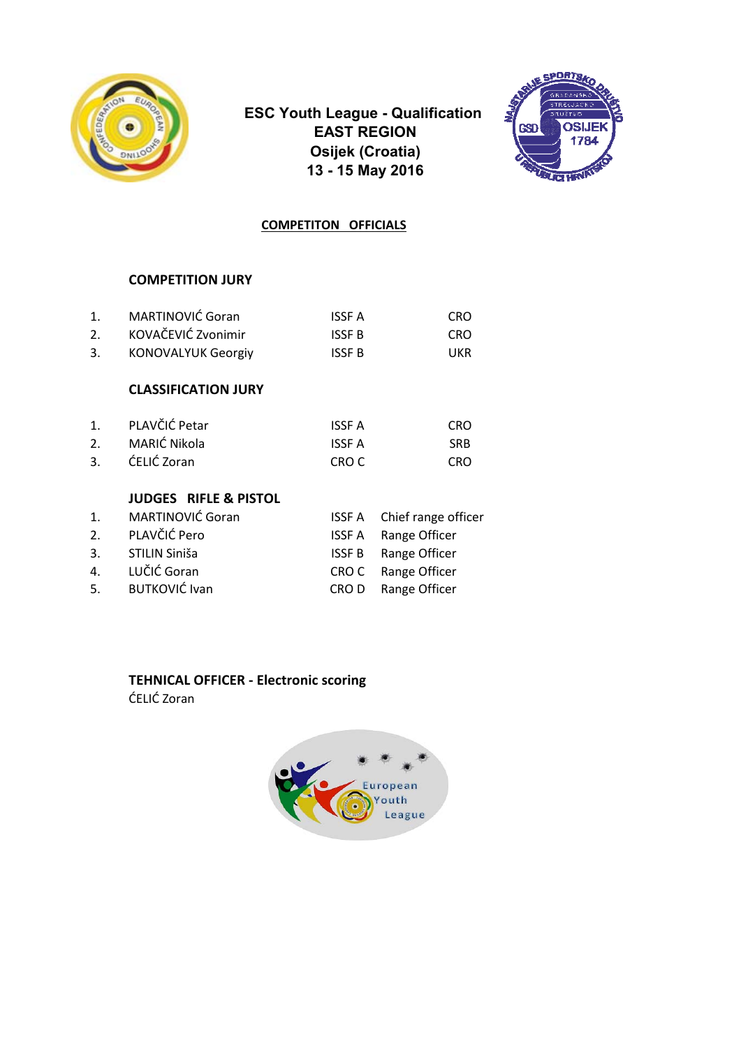# ESC Youth League - Qualification
## EAST REGION
## Osijek (Croatia)
## 13 - 15 May 2016

**COMPETITON OFFICIALS**

### COMPETITION JURY

| | | | |
|---|---|---|---|
| 1. | MARTINOVIĆ Goran | ISSF A | CRO |
| 2. | KOVAČEVIĆ Zvonimir | ISSF B | CRO |
| 3. | KONOVALYUK Georgiy | ISSF B | UKR |

### CLASSIFICATION JURY

| | | | |
|---|---|---|---|
| 1. | PLAVČIĆ Petar | ISSF A | CRO |
| 2. | MARIĆ Nikola | ISSF A | SRB |
| 3. | ĆELIĆ Zoran | CRO C | CRO |

### JUDGES RIFLE & PISTOL

| | | | |
|---|---|---|---|
| 1. | MARTINOVIĆ Goran | ISSF A | Chief range officer |
| 2. | PLAVČIĆ Pero | ISSF A | Range Officer |
| 3. | STILIN Siniša | ISSF B | Range Officer |
| 4. | LUČIĆ Goran | CRO C | Range Officer |
| 5. | BUTKOVIĆ Ivan | CRO D | Range Officer |

**TEHNICAL OFFICER - Electronic scoring**

ĆELIĆ Zoran